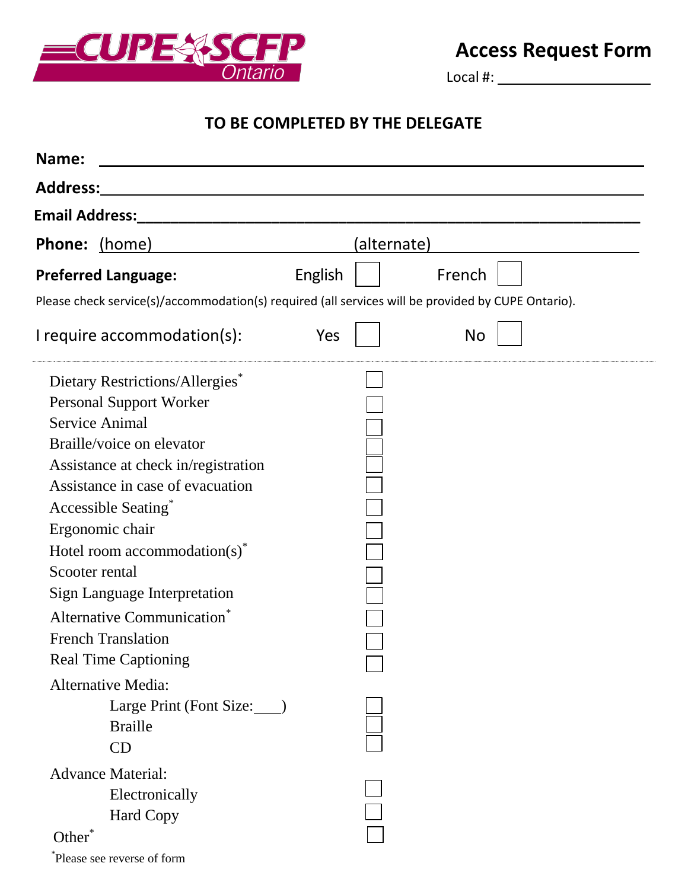# Access Request Form

Local #: ____________________

## TO BE COMPLETED BY THE DELEGATE

**Name:** ______________________________________________________________

**Address:** ____________________________________________________________

**Email Address:** _______________________________________________________

**Phone:** (home) ____________________ (alternate) ____________________

**Preferred Language:** English ☐ French ☐

Please check service(s)/accommodation(s) required (all services will be provided by CUPE Ontario).

I require accommodation(s): Yes ☐ No ☐

---

- Dietary Restrictions/Allergies* ☐
- Personal Support Worker ☐
- Service Animal ☐
- Braille/voice on elevator ☐
- Assistance at check in/registration ☐
- Assistance in case of evacuation ☐
- Accessible Seating* ☐
- Ergonomic chair ☐
- Hotel room accommodation(s)* ☐
- Scooter rental ☐
- Sign Language Interpretation ☐
- Alternative Communication* ☐
- French Translation ☐
- Real Time Captioning ☐
- Alternative Media:
  - Large Print (Font Size:____) ☐
  - Braille ☐
  - CD ☐
- Advance Material:
  - Electronically ☐
  - Hard Copy ☐
- Other* ☐

*Please see reverse of form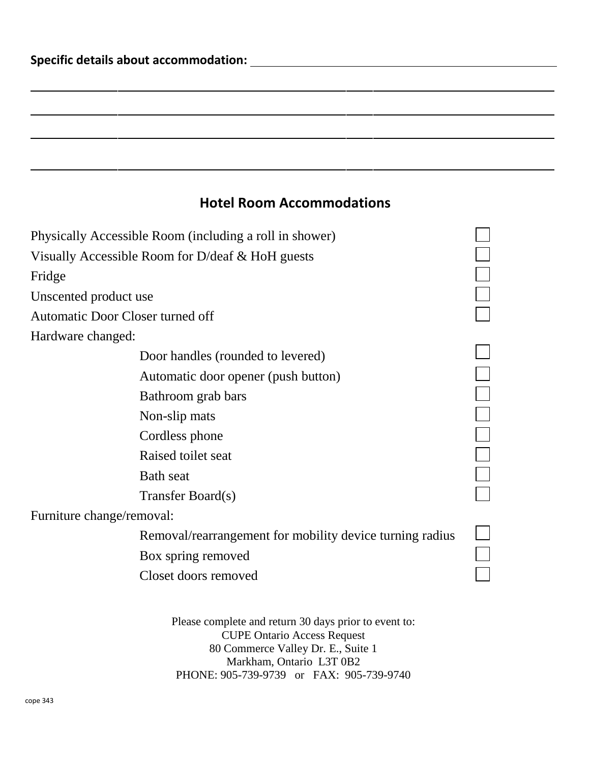**Specific details about accommodation:** ______________________________________________

______________________________________________________________________________

______________________________________________________________________________

______________________________________________________________________________

______________________________________________________________________________

## Hotel Room Accommodations

- Physically Accessible Room (including a roll in shower) ☐
- Visually Accessible Room for D/deaf & HoH guests ☐
- Fridge ☐
- Unscented product use ☐
- Automatic Door Closer turned off ☐
- Hardware changed:
  - Door handles (rounded to levered) ☐
  - Automatic door opener (push button) ☐
  - Bathroom grab bars ☐
  - Non-slip mats ☐
  - Cordless phone ☐
  - Raised toilet seat ☐
  - Bath seat ☐
  - Transfer Board(s) ☐
- Furniture change/removal:
  - Removal/rearrangement for mobility device turning radius ☐
  - Box spring removed ☐
  - Closet doors removed ☐

Please complete and return 30 days prior to event to:
CUPE Ontario Access Request
80 Commerce Valley Dr. E., Suite 1
Markham, Ontario L3T 0B2
PHONE: 905-739-9739 or FAX: 905-739-9740

cope 343